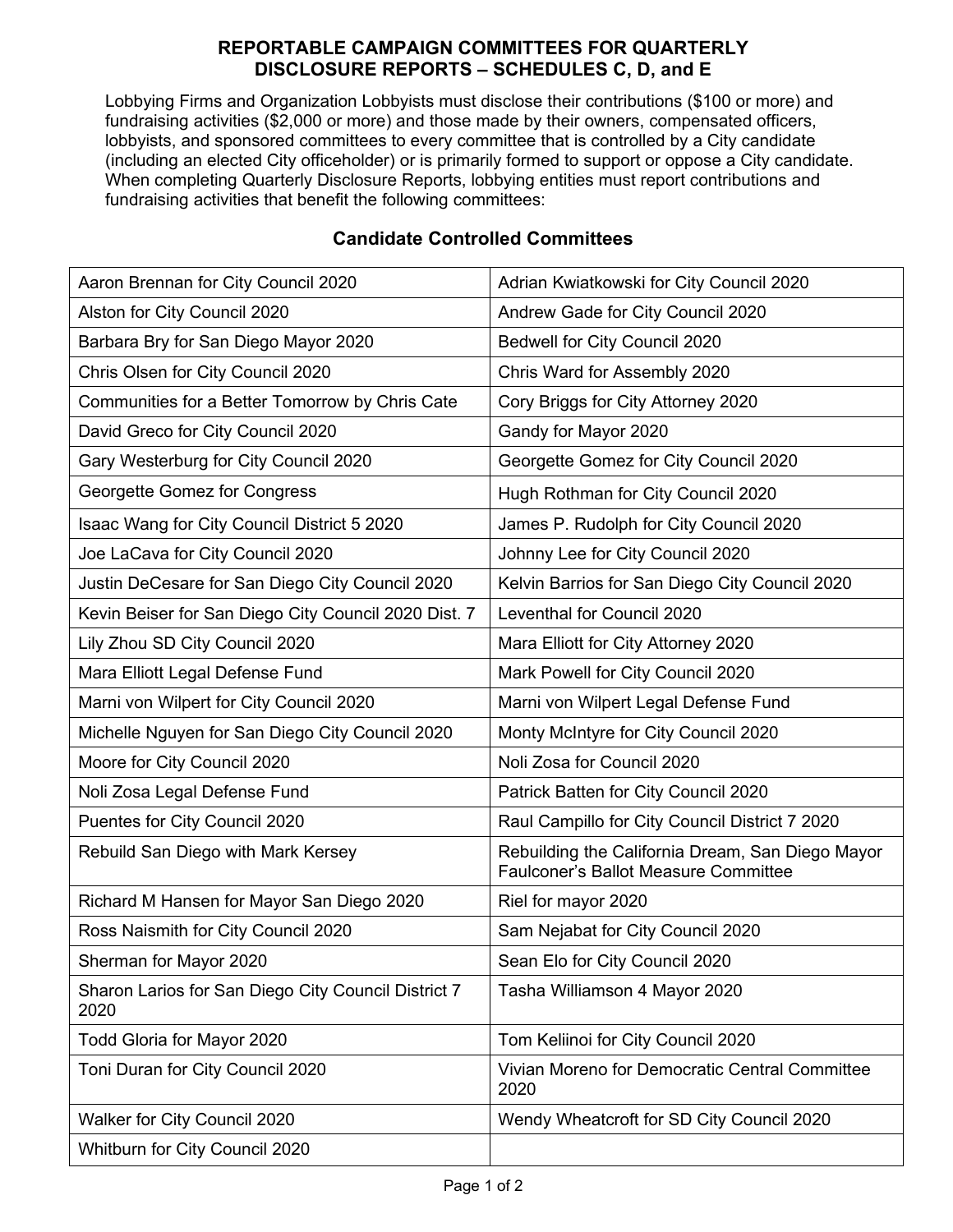**REPORTABLE CAMPAIGN COMMITTEES FOR QUARTERLY DISCLOSURE REPORTS – SCHEDULES C, D, and E**

Lobbying Firms and Organization Lobbyists must disclose their contributions ($100 or more) and fundraising activities ($2,000 or more) and those made by their owners, compensated officers, lobbyists, and sponsored committees to every committee that is controlled by a City candidate (including an elected City officeholder) or is primarily formed to support or oppose a City candidate. When completing Quarterly Disclosure Reports, lobbying entities must report contributions and fundraising activities that benefit the following committees:

## Candidate Controlled Committees

| | |
|---|---|
| Aaron Brennan for City Council 2020 | Adrian Kwiatkowski for City Council 2020 |
| Alston for City Council 2020 | Andrew Gade for City Council 2020 |
| Barbara Bry for San Diego Mayor 2020 | Bedwell for City Council 2020 |
| Chris Olsen for City Council 2020 | Chris Ward for Assembly 2020 |
| Communities for a Better Tomorrow by Chris Cate | Cory Briggs for City Attorney 2020 |
| David Greco for City Council 2020 | Gandy for Mayor 2020 |
| Gary Westerburg for City Council 2020 | Georgette Gomez for City Council 2020 |
| Georgette Gomez for Congress | Hugh Rothman for City Council 2020 |
| Isaac Wang for City Council District 5 2020 | James P. Rudolph for City Council 2020 |
| Joe LaCava for City Council 2020 | Johnny Lee for City Council 2020 |
| Justin DeCesare for San Diego City Council 2020 | Kelvin Barrios for San Diego City Council 2020 |
| Kevin Beiser for San Diego City Council 2020 Dist. 7 | Leventhal for Council 2020 |
| Lily Zhou SD City Council 2020 | Mara Elliott for City Attorney 2020 |
| Mara Elliott Legal Defense Fund | Mark Powell for City Council 2020 |
| Marni von Wilpert for City Council 2020 | Marni von Wilpert Legal Defense Fund |
| Michelle Nguyen for San Diego City Council 2020 | Monty McIntyre for City Council 2020 |
| Moore for City Council 2020 | Noli Zosa for Council 2020 |
| Noli Zosa Legal Defense Fund | Patrick Batten for City Council 2020 |
| Puentes for City Council 2020 | Raul Campillo for City Council District 7 2020 |
| Rebuild San Diego with Mark Kersey | Rebuilding the California Dream, San Diego Mayor Faulconer's Ballot Measure Committee |
| Richard M Hansen for Mayor San Diego 2020 | Riel for mayor 2020 |
| Ross Naismith for City Council 2020 | Sam Nejabat for City Council 2020 |
| Sherman for Mayor 2020 | Sean Elo for City Council 2020 |
| Sharon Larios for San Diego City Council District 7 2020 | Tasha Williamson 4 Mayor 2020 |
| Todd Gloria for Mayor 2020 | Tom Keliinoi for City Council 2020 |
| Toni Duran for City Council 2020 | Vivian Moreno for Democratic Central Committee 2020 |
| Walker for City Council 2020 | Wendy Wheatcroft for SD City Council 2020 |
| Whitburn for City Council 2020 | |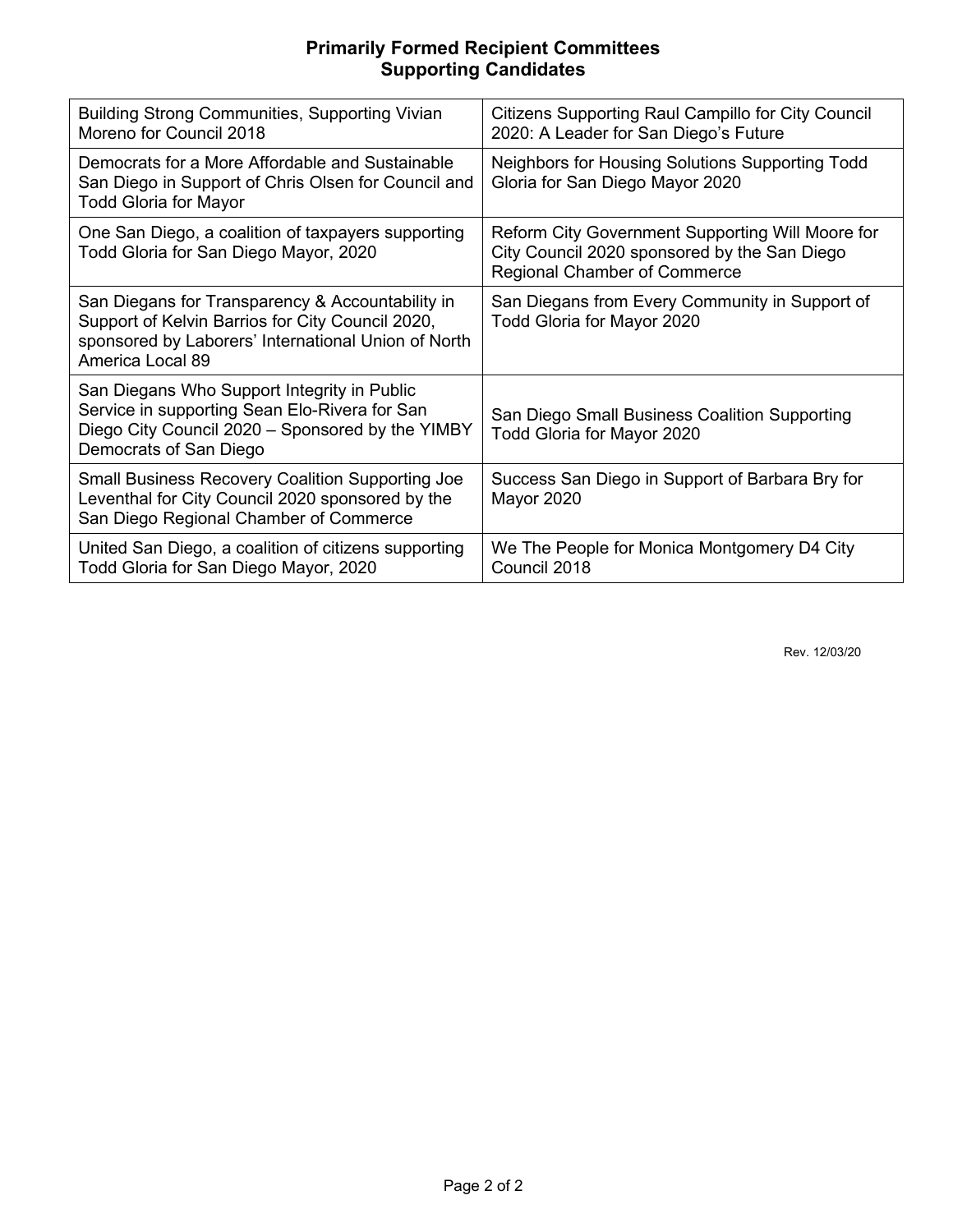**Primarily Formed Recipient Committees**
**Supporting Candidates**

| | |
|---|---|
| Building Strong Communities, Supporting Vivian Moreno for Council 2018 | Citizens Supporting Raul Campillo for City Council 2020: A Leader for San Diego's Future |
| Democrats for a More Affordable and Sustainable San Diego in Support of Chris Olsen for Council and Todd Gloria for Mayor | Neighbors for Housing Solutions Supporting Todd Gloria for San Diego Mayor 2020 |
| One San Diego, a coalition of taxpayers supporting Todd Gloria for San Diego Mayor, 2020 | Reform City Government Supporting Will Moore for City Council 2020 sponsored by the San Diego Regional Chamber of Commerce |
| San Diegans for Transparency & Accountability in Support of Kelvin Barrios for City Council 2020, sponsored by Laborers' International Union of North America Local 89 | San Diegans from Every Community in Support of Todd Gloria for Mayor 2020 |
| San Diegans Who Support Integrity in Public Service in supporting Sean Elo-Rivera for San Diego City Council 2020 – Sponsored by the YIMBY Democrats of San Diego | San Diego Small Business Coalition Supporting Todd Gloria for Mayor 2020 |
| Small Business Recovery Coalition Supporting Joe Leventhal for City Council 2020 sponsored by the San Diego Regional Chamber of Commerce | Success San Diego in Support of Barbara Bry for Mayor 2020 |
| United San Diego, a coalition of citizens supporting Todd Gloria for San Diego Mayor, 2020 | We The People for Monica Montgomery D4 City Council 2018 |

Rev. 12/03/20